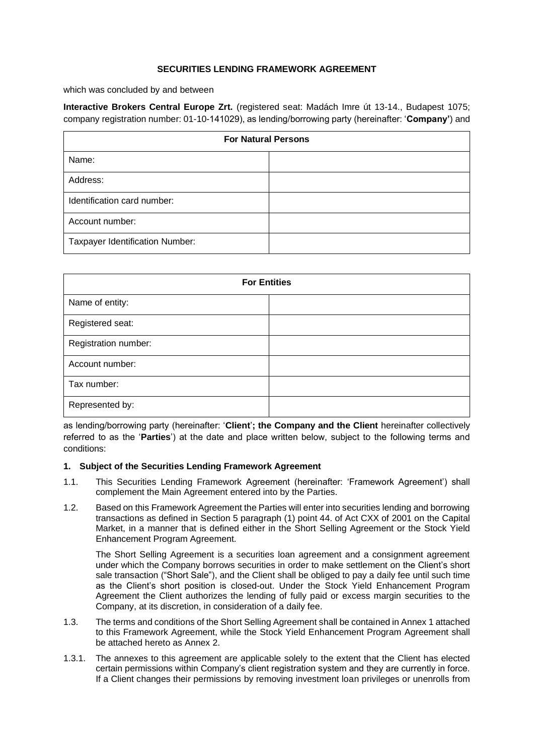**SECURITIES LENDING FRAMEWORK AGREEMENT**

which was concluded by and between

**Interactive Brokers Central Europe Zrt.** (registered seat: Madách Imre út 13-14., Budapest 1075; company registration number: 01-10-141029), as lending/borrowing party (hereinafter: '**Company'**) and

| **For Natural Persons** | |
|---|---|
| Name: | |
| Address: | |
| Identification card number: | |
| Account number: | |
| Taxpayer Identification Number: | |

| **For Entities** | |
|---|---|
| Name of entity: | |
| Registered seat: | |
| Registration number: | |
| Account number: | |
| Tax number: | |
| Represented by: | |

as lending/borrowing party (hereinafter: '**Client**'**; the Company and the Client** hereinafter collectively referred to as the '**Parties**') at the date and place written below, subject to the following terms and conditions:

**1. Subject of the Securities Lending Framework Agreement**

1.1. This Securities Lending Framework Agreement (hereinafter: 'Framework Agreement') shall complement the Main Agreement entered into by the Parties.

1.2. Based on this Framework Agreement the Parties will enter into securities lending and borrowing transactions as defined in Section 5 paragraph (1) point 44. of Act CXX of 2001 on the Capital Market, in a manner that is defined either in the Short Selling Agreement or the Stock Yield Enhancement Program Agreement.

The Short Selling Agreement is a securities loan agreement and a consignment agreement under which the Company borrows securities in order to make settlement on the Client's short sale transaction ("Short Sale"), and the Client shall be obliged to pay a daily fee until such time as the Client's short position is closed-out. Under the Stock Yield Enhancement Program Agreement the Client authorizes the lending of fully paid or excess margin securities to the Company, at its discretion, in consideration of a daily fee.

1.3. The terms and conditions of the Short Selling Agreement shall be contained in Annex 1 attached to this Framework Agreement, while the Stock Yield Enhancement Program Agreement shall be attached hereto as Annex 2.

1.3.1. The annexes to this agreement are applicable solely to the extent that the Client has elected certain permissions within Company's client registration system and they are currently in force. If a Client changes their permissions by removing investment loan privileges or unenrolls from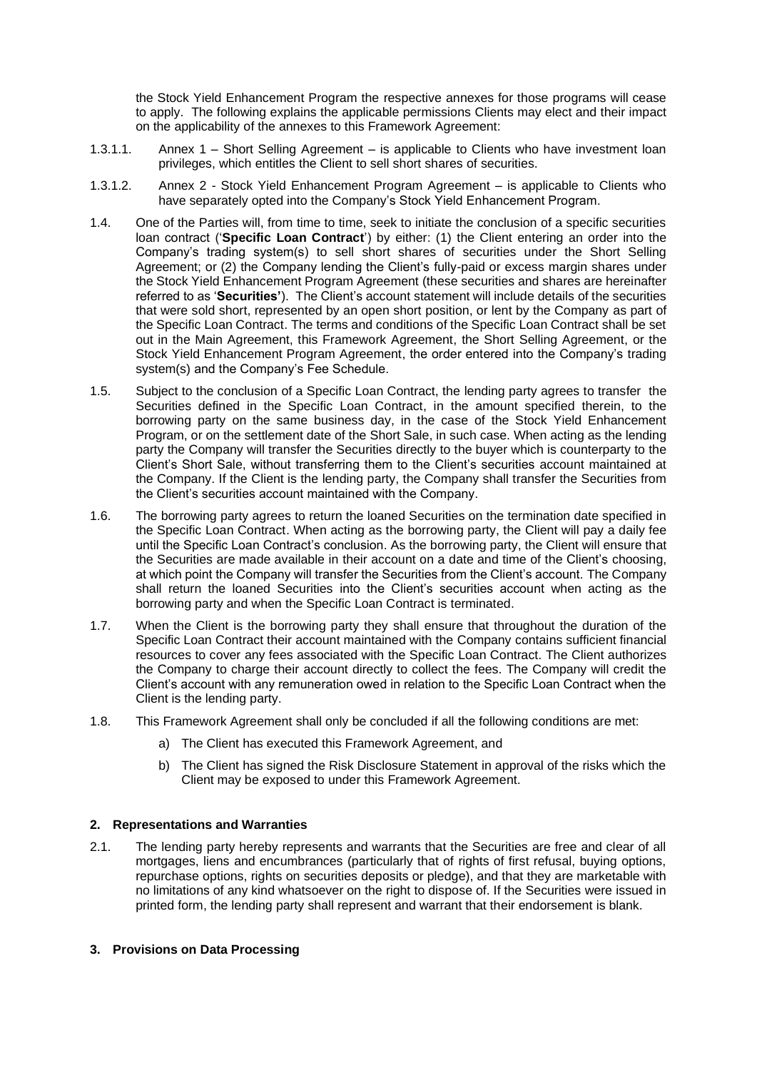the Stock Yield Enhancement Program the respective annexes for those programs will cease to apply. The following explains the applicable permissions Clients may elect and their impact on the applicability of the annexes to this Framework Agreement:

1.3.1.1. Annex 1 – Short Selling Agreement – is applicable to Clients who have investment loan privileges, which entitles the Client to sell short shares of securities.

1.3.1.2. Annex 2 - Stock Yield Enhancement Program Agreement – is applicable to Clients who have separately opted into the Company's Stock Yield Enhancement Program.

1.4. One of the Parties will, from time to time, seek to initiate the conclusion of a specific securities loan contract ('**Specific Loan Contract**') by either: (1) the Client entering an order into the Company's trading system(s) to sell short shares of securities under the Short Selling Agreement; or (2) the Company lending the Client's fully-paid or excess margin shares under the Stock Yield Enhancement Program Agreement (these securities and shares are hereinafter referred to as '**Securities'**). The Client's account statement will include details of the securities that were sold short, represented by an open short position, or lent by the Company as part of the Specific Loan Contract. The terms and conditions of the Specific Loan Contract shall be set out in the Main Agreement, this Framework Agreement, the Short Selling Agreement, or the Stock Yield Enhancement Program Agreement, the order entered into the Company's trading system(s) and the Company's Fee Schedule.

1.5. Subject to the conclusion of a Specific Loan Contract, the lending party agrees to transfer the Securities defined in the Specific Loan Contract, in the amount specified therein, to the borrowing party on the same business day, in the case of the Stock Yield Enhancement Program, or on the settlement date of the Short Sale, in such case. When acting as the lending party the Company will transfer the Securities directly to the buyer which is counterparty to the Client's Short Sale, without transferring them to the Client's securities account maintained at the Company. If the Client is the lending party, the Company shall transfer the Securities from the Client's securities account maintained with the Company.

1.6. The borrowing party agrees to return the loaned Securities on the termination date specified in the Specific Loan Contract. When acting as the borrowing party, the Client will pay a daily fee until the Specific Loan Contract's conclusion. As the borrowing party, the Client will ensure that the Securities are made available in their account on a date and time of the Client's choosing, at which point the Company will transfer the Securities from the Client's account. The Company shall return the loaned Securities into the Client's securities account when acting as the borrowing party and when the Specific Loan Contract is terminated.

1.7. When the Client is the borrowing party they shall ensure that throughout the duration of the Specific Loan Contract their account maintained with the Company contains sufficient financial resources to cover any fees associated with the Specific Loan Contract. The Client authorizes the Company to charge their account directly to collect the fees. The Company will credit the Client's account with any remuneration owed in relation to the Specific Loan Contract when the Client is the lending party.

1.8. This Framework Agreement shall only be concluded if all the following conditions are met:

a) The Client has executed this Framework Agreement, and

b) The Client has signed the Risk Disclosure Statement in approval of the risks which the Client may be exposed to under this Framework Agreement.

## 2. Representations and Warranties

2.1. The lending party hereby represents and warrants that the Securities are free and clear of all mortgages, liens and encumbrances (particularly that of rights of first refusal, buying options, repurchase options, rights on securities deposits or pledge), and that they are marketable with no limitations of any kind whatsoever on the right to dispose of. If the Securities were issued in printed form, the lending party shall represent and warrant that their endorsement is blank.

## 3. Provisions on Data Processing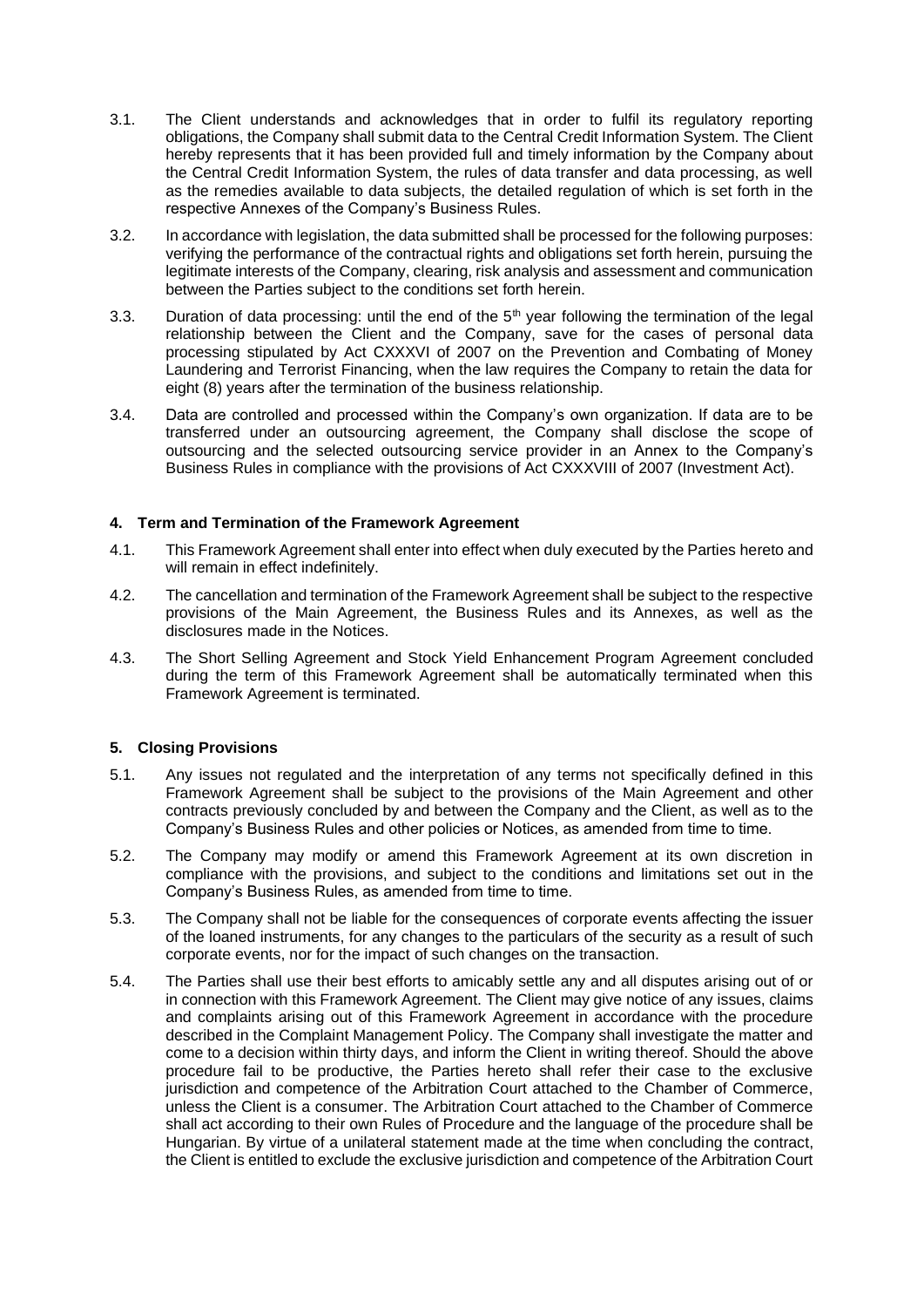3.1. The Client understands and acknowledges that in order to fulfil its regulatory reporting obligations, the Company shall submit data to the Central Credit Information System. The Client hereby represents that it has been provided full and timely information by the Company about the Central Credit Information System, the rules of data transfer and data processing, as well as the remedies available to data subjects, the detailed regulation of which is set forth in the respective Annexes of the Company's Business Rules.

3.2. In accordance with legislation, the data submitted shall be processed for the following purposes: verifying the performance of the contractual rights and obligations set forth herein, pursuing the legitimate interests of the Company, clearing, risk analysis and assessment and communication between the Parties subject to the conditions set forth herein.

3.3. Duration of data processing: until the end of the 5th year following the termination of the legal relationship between the Client and the Company, save for the cases of personal data processing stipulated by Act CXXXVI of 2007 on the Prevention and Combating of Money Laundering and Terrorist Financing, when the law requires the Company to retain the data for eight (8) years after the termination of the business relationship.

3.4. Data are controlled and processed within the Company's own organization. If data are to be transferred under an outsourcing agreement, the Company shall disclose the scope of outsourcing and the selected outsourcing service provider in an Annex to the Company's Business Rules in compliance with the provisions of Act CXXXVIII of 2007 (Investment Act).

## 4. Term and Termination of the Framework Agreement

4.1. This Framework Agreement shall enter into effect when duly executed by the Parties hereto and will remain in effect indefinitely.

4.2. The cancellation and termination of the Framework Agreement shall be subject to the respective provisions of the Main Agreement, the Business Rules and its Annexes, as well as the disclosures made in the Notices.

4.3. The Short Selling Agreement and Stock Yield Enhancement Program Agreement concluded during the term of this Framework Agreement shall be automatically terminated when this Framework Agreement is terminated.

## 5. Closing Provisions

5.1. Any issues not regulated and the interpretation of any terms not specifically defined in this Framework Agreement shall be subject to the provisions of the Main Agreement and other contracts previously concluded by and between the Company and the Client, as well as to the Company's Business Rules and other policies or Notices, as amended from time to time.

5.2. The Company may modify or amend this Framework Agreement at its own discretion in compliance with the provisions, and subject to the conditions and limitations set out in the Company's Business Rules, as amended from time to time.

5.3. The Company shall not be liable for the consequences of corporate events affecting the issuer of the loaned instruments, for any changes to the particulars of the security as a result of such corporate events, nor for the impact of such changes on the transaction.

5.4. The Parties shall use their best efforts to amicably settle any and all disputes arising out of or in connection with this Framework Agreement. The Client may give notice of any issues, claims and complaints arising out of this Framework Agreement in accordance with the procedure described in the Complaint Management Policy. The Company shall investigate the matter and come to a decision within thirty days, and inform the Client in writing thereof. Should the above procedure fail to be productive, the Parties hereto shall refer their case to the exclusive jurisdiction and competence of the Arbitration Court attached to the Chamber of Commerce, unless the Client is a consumer. The Arbitration Court attached to the Chamber of Commerce shall act according to their own Rules of Procedure and the language of the procedure shall be Hungarian. By virtue of a unilateral statement made at the time when concluding the contract, the Client is entitled to exclude the exclusive jurisdiction and competence of the Arbitration Court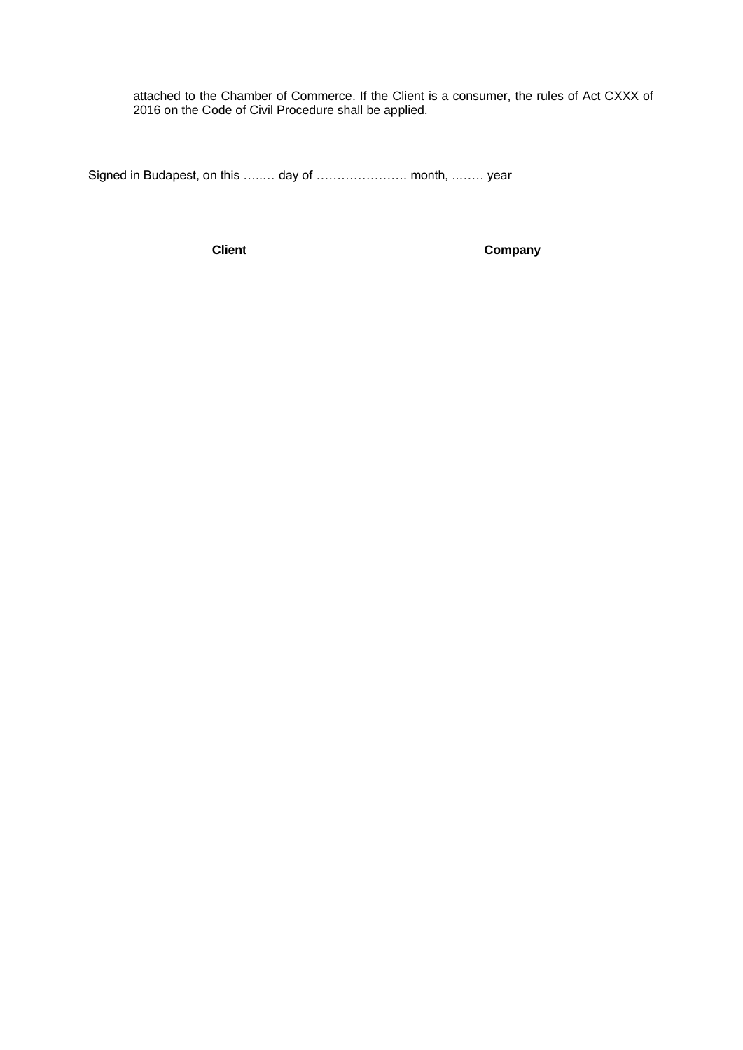attached to the Chamber of Commerce. If the Client is a consumer, the rules of Act CXXX of 2016 on the Code of Civil Procedure shall be applied.

Signed in Budapest, on this …..… day of …………………. month, ..…… year

**Client** **Company**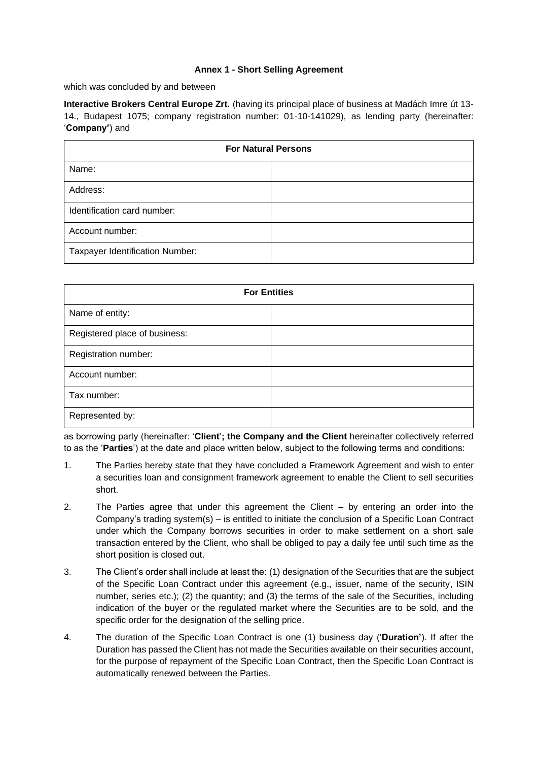**Annex 1 - Short Selling Agreement**

which was concluded by and between

**Interactive Brokers Central Europe Zrt.** (having its principal place of business at Madách Imre út 13-14., Budapest 1075; company registration number: 01-10-141029), as lending party (hereinafter: '**Company'**) and

| For Natural Persons | |
|---|---|
| Name: | |
| Address: | |
| Identification card number: | |
| Account number: | |
| Taxpayer Identification Number: | |

| For Entities | |
|---|---|
| Name of entity: | |
| Registered place of business: | |
| Registration number: | |
| Account number: | |
| Tax number: | |
| Represented by: | |

as borrowing party (hereinafter: '**Client**'**; the Company and the Client** hereinafter collectively referred to as the '**Parties**') at the date and place written below, subject to the following terms and conditions:

1. The Parties hereby state that they have concluded a Framework Agreement and wish to enter a securities loan and consignment framework agreement to enable the Client to sell securities short.

2. The Parties agree that under this agreement the Client – by entering an order into the Company's trading system(s) – is entitled to initiate the conclusion of a Specific Loan Contract under which the Company borrows securities in order to make settlement on a short sale transaction entered by the Client, who shall be obliged to pay a daily fee until such time as the short position is closed out.

3. The Client's order shall include at least the: (1) designation of the Securities that are the subject of the Specific Loan Contract under this agreement (e.g., issuer, name of the security, ISIN number, series etc.); (2) the quantity; and (3) the terms of the sale of the Securities, including indication of the buyer or the regulated market where the Securities are to be sold, and the specific order for the designation of the selling price.

4. The duration of the Specific Loan Contract is one (1) business day ('**Duration'**). If after the Duration has passed the Client has not made the Securities available on their securities account, for the purpose of repayment of the Specific Loan Contract, then the Specific Loan Contract is automatically renewed between the Parties.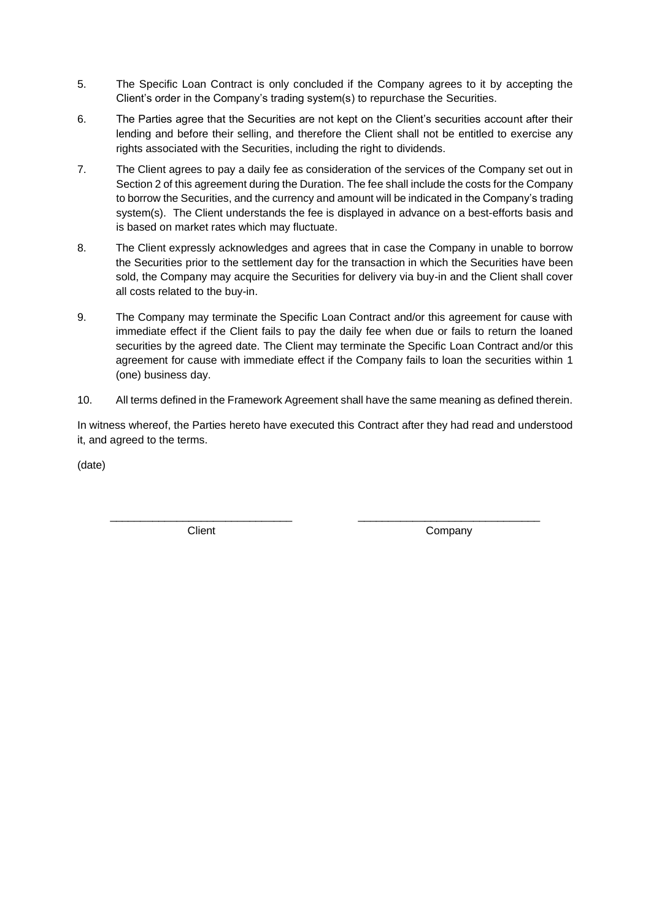5. The Specific Loan Contract is only concluded if the Company agrees to it by accepting the Client's order in the Company's trading system(s) to repurchase the Securities.

6. The Parties agree that the Securities are not kept on the Client's securities account after their lending and before their selling, and therefore the Client shall not be entitled to exercise any rights associated with the Securities, including the right to dividends.

7. The Client agrees to pay a daily fee as consideration of the services of the Company set out in Section 2 of this agreement during the Duration. The fee shall include the costs for the Company to borrow the Securities, and the currency and amount will be indicated in the Company's trading system(s). The Client understands the fee is displayed in advance on a best-efforts basis and is based on market rates which may fluctuate.

8. The Client expressly acknowledges and agrees that in case the Company in unable to borrow the Securities prior to the settlement day for the transaction in which the Securities have been sold, the Company may acquire the Securities for delivery via buy-in and the Client shall cover all costs related to the buy-in.

9. The Company may terminate the Specific Loan Contract and/or this agreement for cause with immediate effect if the Client fails to pay the daily fee when due or fails to return the loaned securities by the agreed date. The Client may terminate the Specific Loan Contract and/or this agreement for cause with immediate effect if the Company fails to loan the securities within 1 (one) business day.

10. All terms defined in the Framework Agreement shall have the same meaning as defined therein.

In witness whereof, the Parties hereto have executed this Contract after they had read and understood it, and agreed to the terms.

(date)

| \_\_\_\_\_\_\_\_\_\_\_\_\_\_\_\_\_\_\_\_\_\_\_\_\_\_\_\_\_\_ | \_\_\_\_\_\_\_\_\_\_\_\_\_\_\_\_\_\_\_\_\_\_\_\_\_\_\_\_\_\_ |
|---|---|
| Client | Company |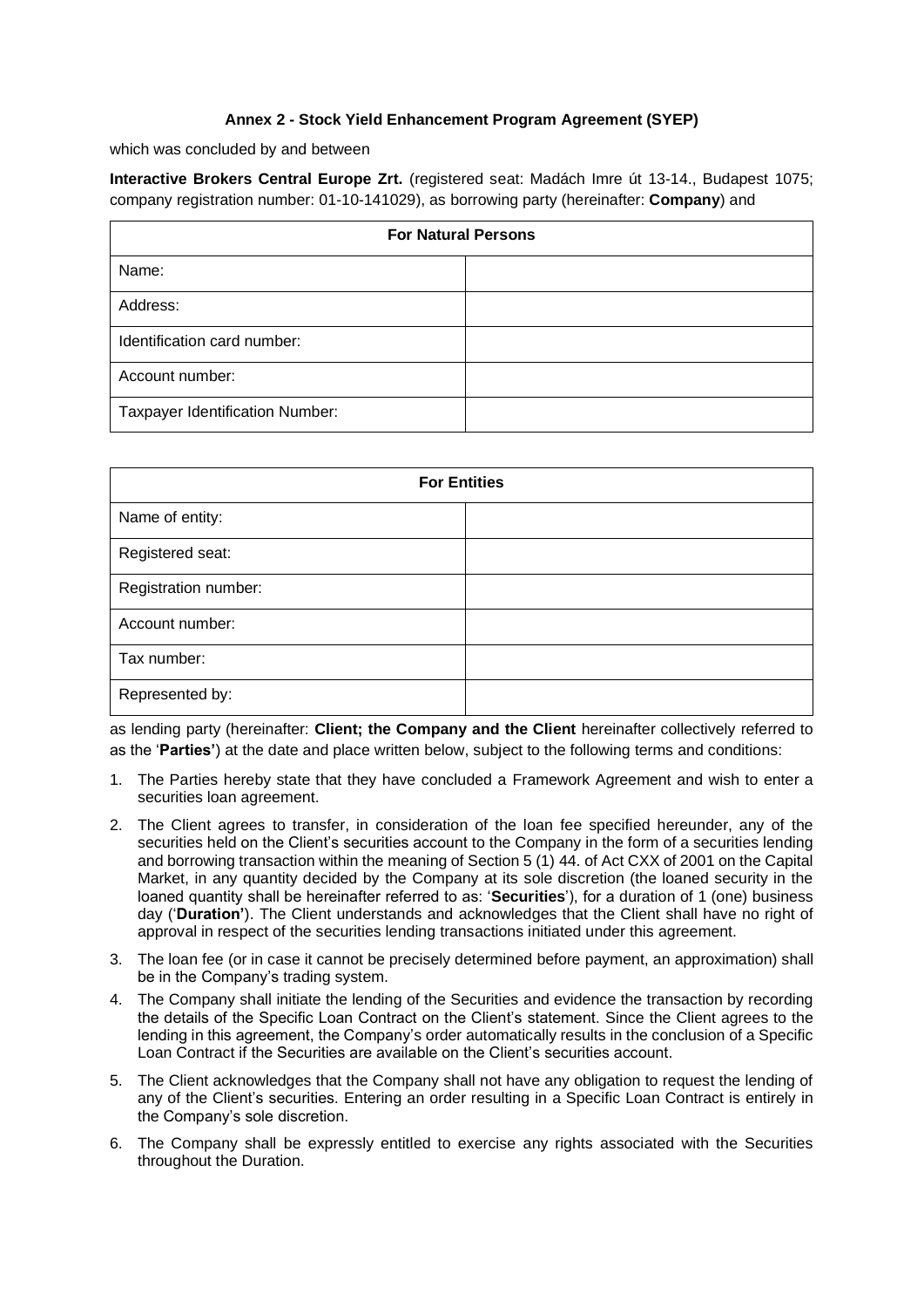### Annex 2 - Stock Yield Enhancement Program Agreement (SYEP)

which was concluded by and between

**Interactive Brokers Central Europe Zrt.** (registered seat: Madách Imre út 13-14., Budapest 1075; company registration number: 01-10-141029), as borrowing party (hereinafter: **Company**) and

| For Natural Persons | |
|---|---|
| Name: | |
| Address: | |
| Identification card number: | |
| Account number: | |
| Taxpayer Identification Number: | |

| For Entities | |
|---|---|
| Name of entity: | |
| Registered seat: | |
| Registration number: | |
| Account number: | |
| Tax number: | |
| Represented by: | |

as lending party (hereinafter: **Client; the Company and the Client** hereinafter collectively referred to as the '**Parties'**) at the date and place written below, subject to the following terms and conditions:

1. The Parties hereby state that they have concluded a Framework Agreement and wish to enter a securities loan agreement.
2. The Client agrees to transfer, in consideration of the loan fee specified hereunder, any of the securities held on the Client's securities account to the Company in the form of a securities lending and borrowing transaction within the meaning of Section 5 (1) 44. of Act CXX of 2001 on the Capital Market, in any quantity decided by the Company at its sole discretion (the loaned security in the loaned quantity shall be hereinafter referred to as: '**Securities**'), for a duration of 1 (one) business day ('**Duration'**). The Client understands and acknowledges that the Client shall have no right of approval in respect of the securities lending transactions initiated under this agreement.
3. The loan fee (or in case it cannot be precisely determined before payment, an approximation) shall be in the Company's trading system.
4. The Company shall initiate the lending of the Securities and evidence the transaction by recording the details of the Specific Loan Contract on the Client's statement. Since the Client agrees to the lending in this agreement, the Company's order automatically results in the conclusion of a Specific Loan Contract if the Securities are available on the Client's securities account.
5. The Client acknowledges that the Company shall not have any obligation to request the lending of any of the Client's securities. Entering an order resulting in a Specific Loan Contract is entirely in the Company's sole discretion.
6. The Company shall be expressly entitled to exercise any rights associated with the Securities throughout the Duration.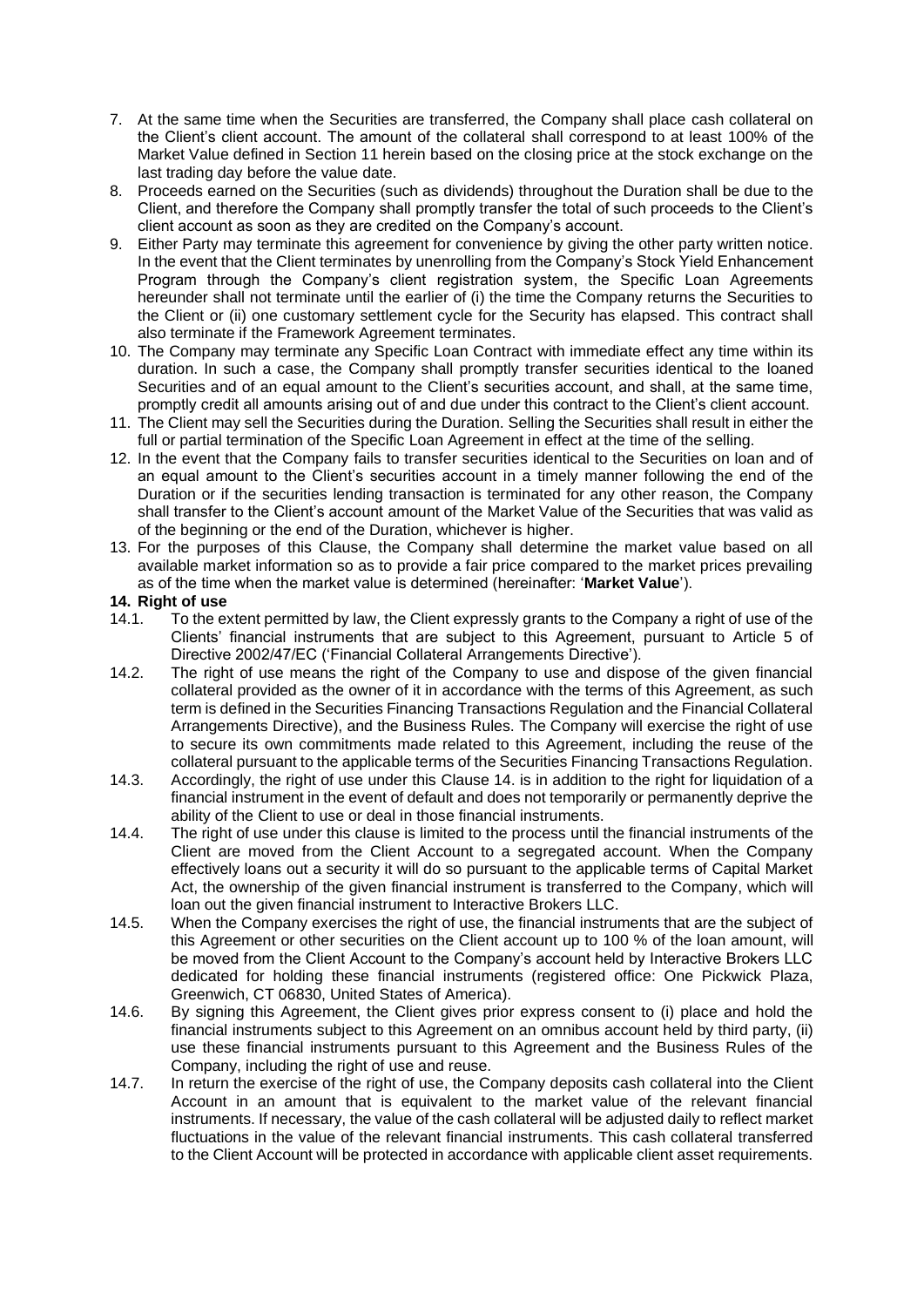7. At the same time when the Securities are transferred, the Company shall place cash collateral on the Client's client account. The amount of the collateral shall correspond to at least 100% of the Market Value defined in Section 11 herein based on the closing price at the stock exchange on the last trading day before the value date.
8. Proceeds earned on the Securities (such as dividends) throughout the Duration shall be due to the Client, and therefore the Company shall promptly transfer the total of such proceeds to the Client's client account as soon as they are credited on the Company's account.
9. Either Party may terminate this agreement for convenience by giving the other party written notice. In the event that the Client terminates by unenrolling from the Company's Stock Yield Enhancement Program through the Company's client registration system, the Specific Loan Agreements hereunder shall not terminate until the earlier of (i) the time the Company returns the Securities to the Client or (ii) one customary settlement cycle for the Security has elapsed. This contract shall also terminate if the Framework Agreement terminates.
10. The Company may terminate any Specific Loan Contract with immediate effect any time within its duration. In such a case, the Company shall promptly transfer securities identical to the loaned Securities and of an equal amount to the Client's securities account, and shall, at the same time, promptly credit all amounts arising out of and due under this contract to the Client's client account.
11. The Client may sell the Securities during the Duration. Selling the Securities shall result in either the full or partial termination of the Specific Loan Agreement in effect at the time of the selling.
12. In the event that the Company fails to transfer securities identical to the Securities on loan and of an equal amount to the Client's securities account in a timely manner following the end of the Duration or if the securities lending transaction is terminated for any other reason, the Company shall transfer to the Client's account amount of the Market Value of the Securities that was valid as of the beginning or the end of the Duration, whichever is higher.
13. For the purposes of this Clause, the Company shall determine the market value based on all available market information so as to provide a fair price compared to the market prices prevailing as of the time when the market value is determined (hereinafter: '**Market Value**').

**14. Right of use**

14.1. To the extent permitted by law, the Client expressly grants to the Company a right of use of the Clients' financial instruments that are subject to this Agreement, pursuant to Article 5 of Directive 2002/47/EC ('Financial Collateral Arrangements Directive').

14.2. The right of use means the right of the Company to use and dispose of the given financial collateral provided as the owner of it in accordance with the terms of this Agreement, as such term is defined in the Securities Financing Transactions Regulation and the Financial Collateral Arrangements Directive), and the Business Rules. The Company will exercise the right of use to secure its own commitments made related to this Agreement, including the reuse of the collateral pursuant to the applicable terms of the Securities Financing Transactions Regulation.

14.3. Accordingly, the right of use under this Clause 14. is in addition to the right for liquidation of a financial instrument in the event of default and does not temporarily or permanently deprive the ability of the Client to use or deal in those financial instruments.

14.4. The right of use under this clause is limited to the process until the financial instruments of the Client are moved from the Client Account to a segregated account. When the Company effectively loans out a security it will do so pursuant to the applicable terms of Capital Market Act, the ownership of the given financial instrument is transferred to the Company, which will loan out the given financial instrument to Interactive Brokers LLC.

14.5. When the Company exercises the right of use, the financial instruments that are the subject of this Agreement or other securities on the Client account up to 100 % of the loan amount, will be moved from the Client Account to the Company's account held by Interactive Brokers LLC dedicated for holding these financial instruments (registered office: One Pickwick Plaza, Greenwich, CT 06830, United States of America).

14.6. By signing this Agreement, the Client gives prior express consent to (i) place and hold the financial instruments subject to this Agreement on an omnibus account held by third party, (ii) use these financial instruments pursuant to this Agreement and the Business Rules of the Company, including the right of use and reuse.

14.7. In return the exercise of the right of use, the Company deposits cash collateral into the Client Account in an amount that is equivalent to the market value of the relevant financial instruments. If necessary, the value of the cash collateral will be adjusted daily to reflect market fluctuations in the value of the relevant financial instruments. This cash collateral transferred to the Client Account will be protected in accordance with applicable client asset requirements.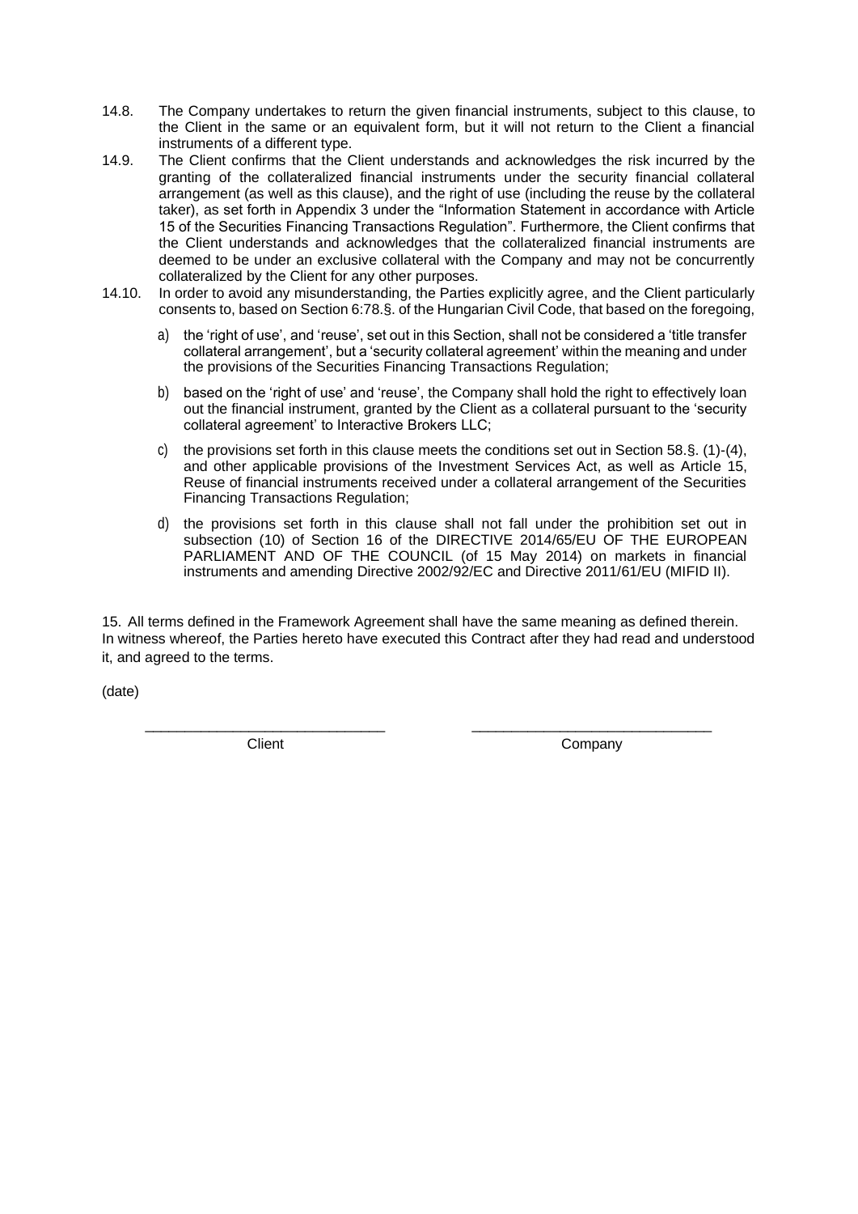14.8. The Company undertakes to return the given financial instruments, subject to this clause, to the Client in the same or an equivalent form, but it will not return to the Client a financial instruments of a different type.

14.9. The Client confirms that the Client understands and acknowledges the risk incurred by the granting of the collateralized financial instruments under the security financial collateral arrangement (as well as this clause), and the right of use (including the reuse by the collateral taker), as set forth in Appendix 3 under the "Information Statement in accordance with Article 15 of the Securities Financing Transactions Regulation". Furthermore, the Client confirms that the Client understands and acknowledges that the collateralized financial instruments are deemed to be under an exclusive collateral with the Company and may not be concurrently collateralized by the Client for any other purposes.

14.10. In order to avoid any misunderstanding, the Parties explicitly agree, and the Client particularly consents to, based on Section 6:78.§. of the Hungarian Civil Code, that based on the foregoing,

a) the 'right of use', and 'reuse', set out in this Section, shall not be considered a 'title transfer collateral arrangement', but a 'security collateral agreement' within the meaning and under the provisions of the Securities Financing Transactions Regulation;

b) based on the 'right of use' and 'reuse', the Company shall hold the right to effectively loan out the financial instrument, granted by the Client as a collateral pursuant to the 'security collateral agreement' to Interactive Brokers LLC;

c) the provisions set forth in this clause meets the conditions set out in Section 58.§. (1)-(4), and other applicable provisions of the Investment Services Act, as well as Article 15, Reuse of financial instruments received under a collateral arrangement of the Securities Financing Transactions Regulation;

d) the provisions set forth in this clause shall not fall under the prohibition set out in subsection (10) of Section 16 of the DIRECTIVE 2014/65/EU OF THE EUROPEAN PARLIAMENT AND OF THE COUNCIL (of 15 May 2014) on markets in financial instruments and amending Directive 2002/92/EC and Directive 2011/61/EU (MIFID II).

15. All terms defined in the Framework Agreement shall have the same meaning as defined therein.

In witness whereof, the Parties hereto have executed this Contract after they had read and understood it, and agreed to the terms.

(date)

| | |
|---|---|
| ______________________________ | ______________________________ |
| Client | Company |